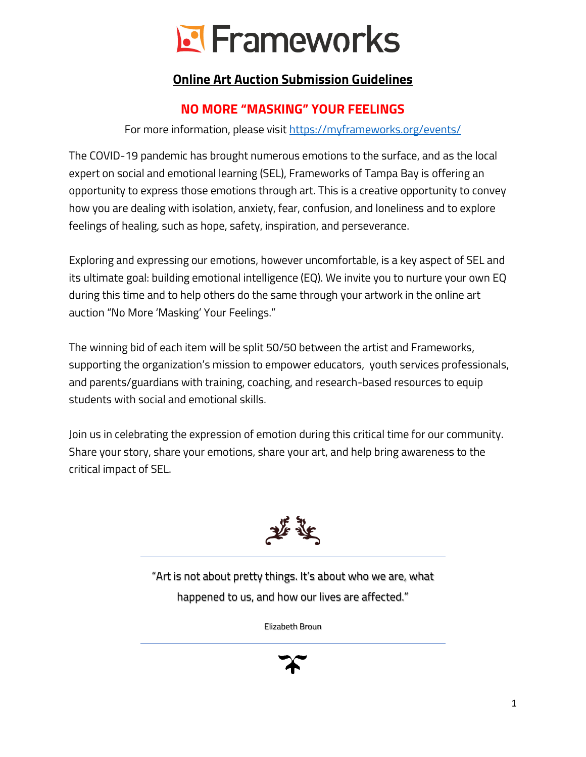# Frameworks

## Online Art Auction Submission Guidelines

## NO MORE "MASKING" YOUR FEELINGS

For more information, please visit https://myframeworks.org/events/

The COVID-19 pandemic has brought numerous emotions to the surface, and as the local expert on social and emotional learning (SEL), Frameworks of Tampa Bay is offering an opportunity to express those emotions through art. This is a creative opportunity to convey how you are dealing with isolation, anxiety, fear, confusion, and loneliness and to explore feelings of healing, such as hope, safety, inspiration, and perseverance.

Exploring and expressing our emotions, however uncomfortable, is a key aspect of SEL and its ultimate goal: building emotional intelligence (EQ). We invite you to nurture your own EQ during this time and to help others do the same through your artwork in the online art auction "No More 'Masking' Your Feelings."

The winning bid of each item will be split 50/50 between the artist and Frameworks, supporting the organization's mission to empower educators, youth services professionals, and parents/guardians with training, coaching, and research-based resources to equip students with social and emotional skills.

Join us in celebrating the expression of emotion during this critical time for our community. Share your story, share your emotions, share your art, and help bring awareness to the critical impact of SEL.

---

"Art is not about pretty things. It's about who we are, what happened to us, and how our lives are affected."

Elizabeth Broun

---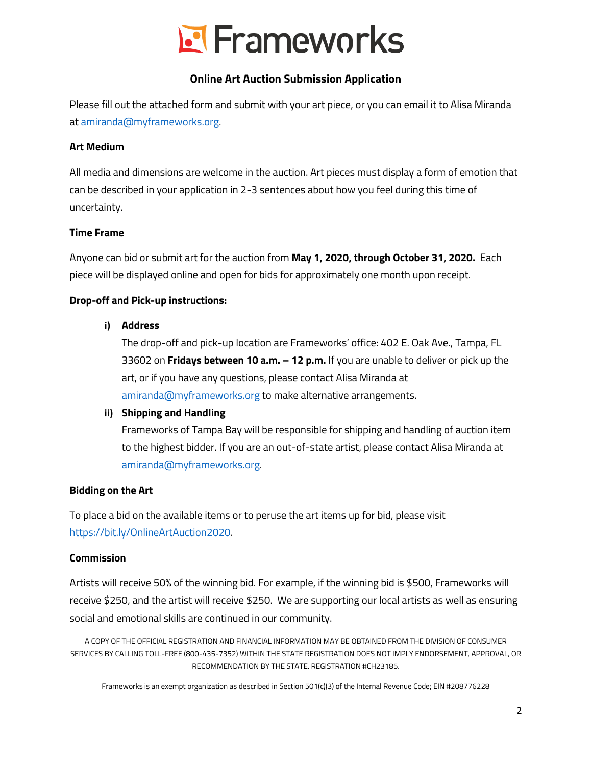# Frameworks

## Online Art Auction Submission Application

Please fill out the attached form and submit with your art piece, or you can email it to Alisa Miranda at amiranda@myframeworks.org.

**Art Medium**

All media and dimensions are welcome in the auction. Art pieces must display a form of emotion that can be described in your application in 2-3 sentences about how you feel during this time of uncertainty.

**Time Frame**

Anyone can bid or submit art for the auction from **May 1, 2020, through October 31, 2020.** Each piece will be displayed online and open for bids for approximately one month upon receipt.

**Drop-off and Pick-up instructions:**

i) **Address**
The drop-off and pick-up location are Frameworks' office: 402 E. Oak Ave., Tampa, FL 33602 on **Fridays between 10 a.m. – 12 p.m.** If you are unable to deliver or pick up the art, or if you have any questions, please contact Alisa Miranda at amiranda@myframeworks.org to make alternative arrangements.

ii) **Shipping and Handling**
Frameworks of Tampa Bay will be responsible for shipping and handling of auction item to the highest bidder. If you are an out-of-state artist, please contact Alisa Miranda at amiranda@myframeworks.org.

**Bidding on the Art**

To place a bid on the available items or to peruse the art items up for bid, please visit https://bit.ly/OnlineArtAuction2020.

**Commission**

Artists will receive 50% of the winning bid. For example, if the winning bid is $500, Frameworks will receive $250, and the artist will receive $250. We are supporting our local artists as well as ensuring social and emotional skills are continued in our community.

A COPY OF THE OFFICIAL REGISTRATION AND FINANCIAL INFORMATION MAY BE OBTAINED FROM THE DIVISION OF CONSUMER SERVICES BY CALLING TOLL-FREE (800-435-7352) WITHIN THE STATE REGISTRATION DOES NOT IMPLY ENDORSEMENT, APPROVAL, OR RECOMMENDATION BY THE STATE. REGISTRATION #CH23185.

Frameworks is an exempt organization as described in Section 501(c)(3) of the Internal Revenue Code; EIN #208776228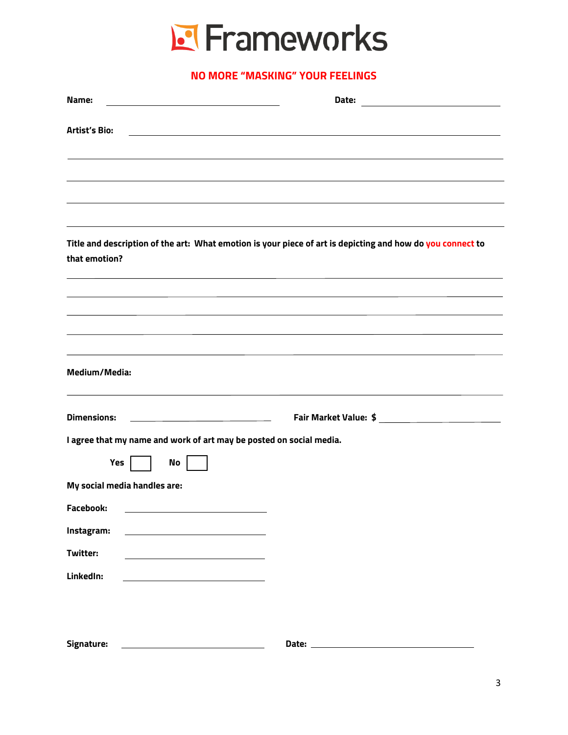# Frameworks

## NO MORE "MASKING" YOUR FEELINGS

**Name:** ______________________ **Date:** ______________________

**Artist's Bio:** ______________________________________________

______________________________________________________________

______________________________________________________________

______________________________________________________________

______________________________________________________________

**Title and description of the art: What emotion is your piece of art is depicting and how do you connect to that emotion?**

______________________________________________________________

______________________________________________________________

______________________________________________________________

______________________________________________________________

______________________________________________________________

**Medium/Media:**

______________________________________________________________

**Dimensions:** ______________________ **Fair Market Value: $** ______________________

**I agree that my name and work of art may be posted on social media.**

**Yes** ☐ **No** ☐

**My social media handles are:**

**Facebook:** ______________________

**Instagram:** ______________________

**Twitter:** ______________________

**LinkedIn:** ______________________

**Signature:** ______________________ **Date:** ______________________